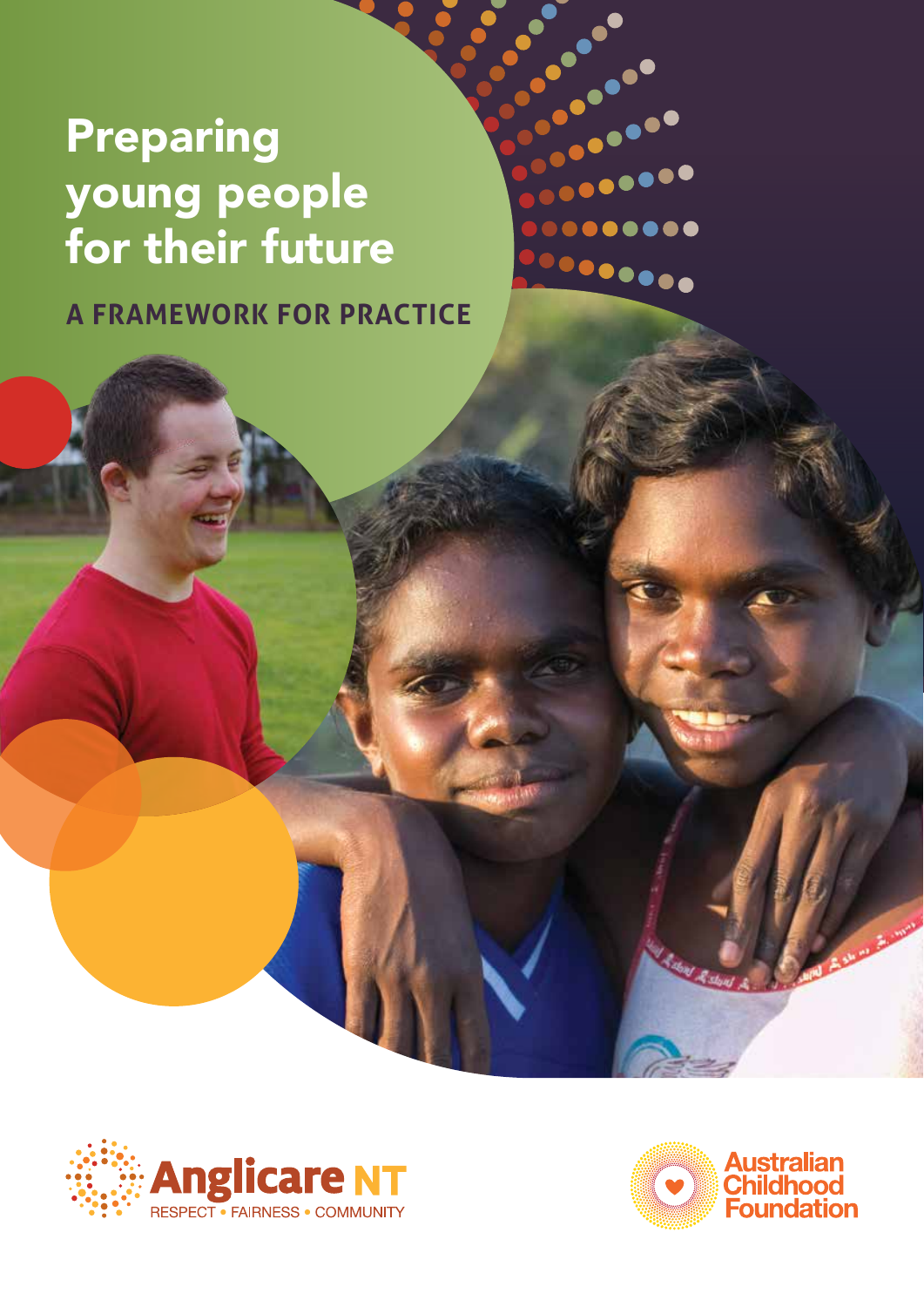# Preparing young people for their future

## A FRAMEWORK FOR PRACTICE

Anglicare NT

RESPECT • FAIRNESS • COMMUNITY

Australian Childhood Foundation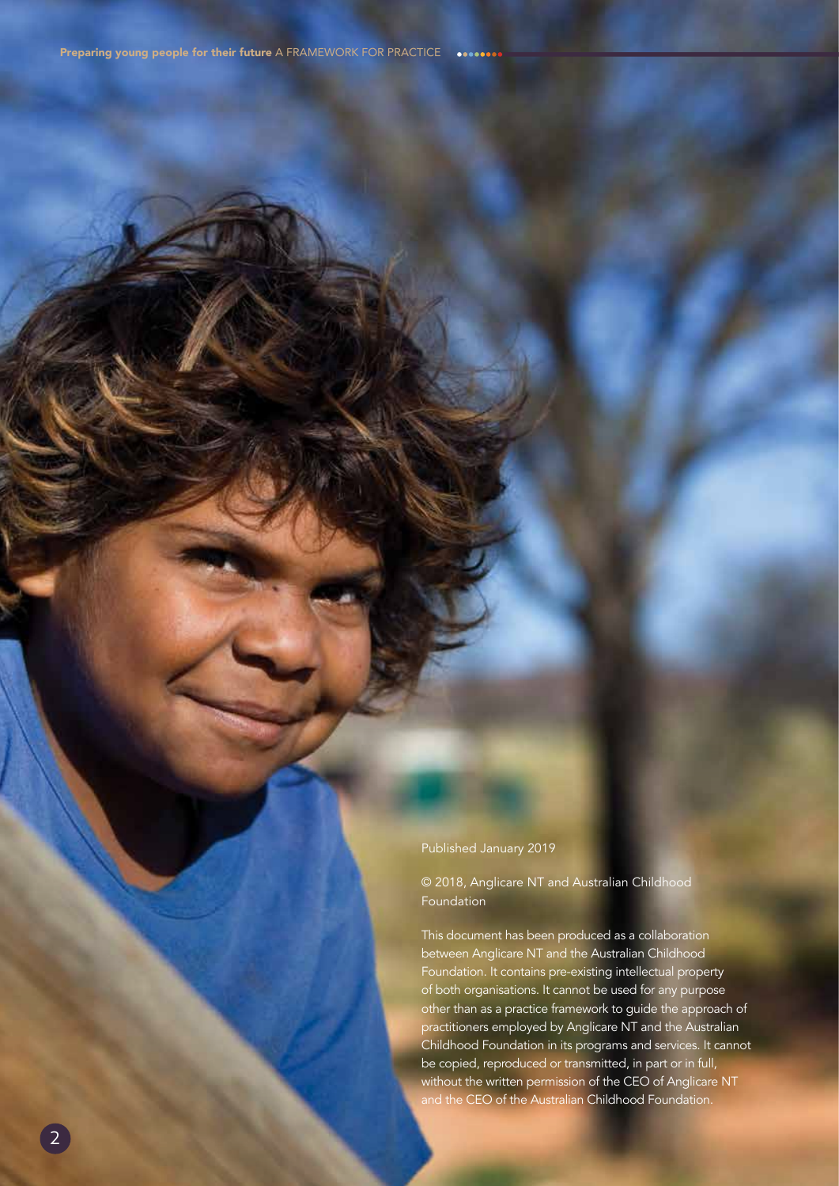Published January 2019

© 2018, Anglicare NT and Australian Childhood Foundation

This document has been produced as a collaboration between Anglicare NT and the Australian Childhood Foundation. It contains pre-existing intellectual property of both organisations. It cannot be used for any purpose other than as a practice framework to guide the approach of practitioners employed by Anglicare NT and the Australian Childhood Foundation in its programs and services. It cannot be copied, reproduced or transmitted, in part or in full, without the written permission of the CEO of Anglicare NT and the CEO of the Australian Childhood Foundation.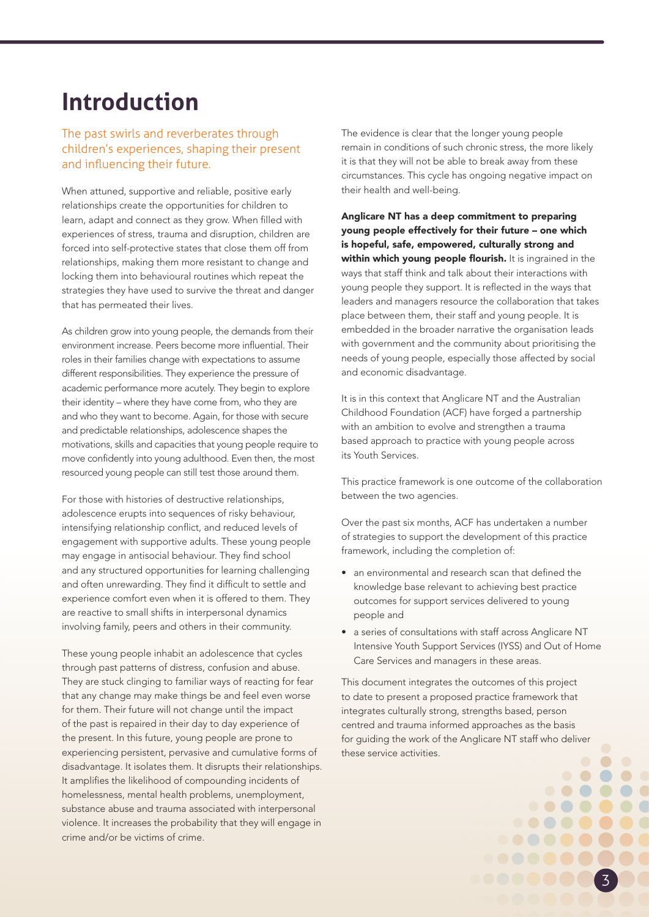# Introduction

The past swirls and reverberates through children's experiences, shaping their present and influencing their future.

When attuned, supportive and reliable, positive early relationships create the opportunities for children to learn, adapt and connect as they grow. When filled with experiences of stress, trauma and disruption, children are forced into self-protective states that close them off from relationships, making them more resistant to change and locking them into behavioural routines which repeat the strategies they have used to survive the threat and danger that has permeated their lives.

As children grow into young people, the demands from their environment increase. Peers become more influential. Their roles in their families change with expectations to assume different responsibilities. They experience the pressure of academic performance more acutely. They begin to explore their identity – where they have come from, who they are and who they want to become. Again, for those with secure and predictable relationships, adolescence shapes the motivations, skills and capacities that young people require to move confidently into young adulthood. Even then, the most resourced young people can still test those around them.

For those with histories of destructive relationships, adolescence erupts into sequences of risky behaviour, intensifying relationship conflict, and reduced levels of engagement with supportive adults. These young people may engage in antisocial behaviour. They find school and any structured opportunities for learning challenging and often unrewarding. They find it difficult to settle and experience comfort even when it is offered to them. They are reactive to small shifts in interpersonal dynamics involving family, peers and others in their community.

These young people inhabit an adolescence that cycles through past patterns of distress, confusion and abuse. They are stuck clinging to familiar ways of reacting for fear that any change may make things be and feel even worse for them. Their future will not change until the impact of the past is repaired in their day to day experience of the present. In this future, young people are prone to experiencing persistent, pervasive and cumulative forms of disadvantage. It isolates them. It disrupts their relationships. It amplifies the likelihood of compounding incidents of homelessness, mental health problems, unemployment, substance abuse and trauma associated with interpersonal violence. It increases the probability that they will engage in crime and/or be victims of crime.

The evidence is clear that the longer young people remain in conditions of such chronic stress, the more likely it is that they will not be able to break away from these circumstances. This cycle has ongoing negative impact on their health and well-being.

**Anglicare NT has a deep commitment to preparing young people effectively for their future – one which is hopeful, safe, empowered, culturally strong and within which young people flourish.** It is ingrained in the ways that staff think and talk about their interactions with young people they support. It is reflected in the ways that leaders and managers resource the collaboration that takes place between them, their staff and young people. It is embedded in the broader narrative the organisation leads with government and the community about prioritising the needs of young people, especially those affected by social and economic disadvantage.

It is in this context that Anglicare NT and the Australian Childhood Foundation (ACF) have forged a partnership with an ambition to evolve and strengthen a trauma based approach to practice with young people across its Youth Services.

This practice framework is one outcome of the collaboration between the two agencies.

Over the past six months, ACF has undertaken a number of strategies to support the development of this practice framework, including the completion of:

- an environmental and research scan that defined the knowledge base relevant to achieving best practice outcomes for support services delivered to young people and
- a series of consultations with staff across Anglicare NT Intensive Youth Support Services (IYSS) and Out of Home Care Services and managers in these areas.

This document integrates the outcomes of this project to date to present a proposed practice framework that integrates culturally strong, strengths based, person centred and trauma informed approaches as the basis for guiding the work of the Anglicare NT staff who deliver these service activities.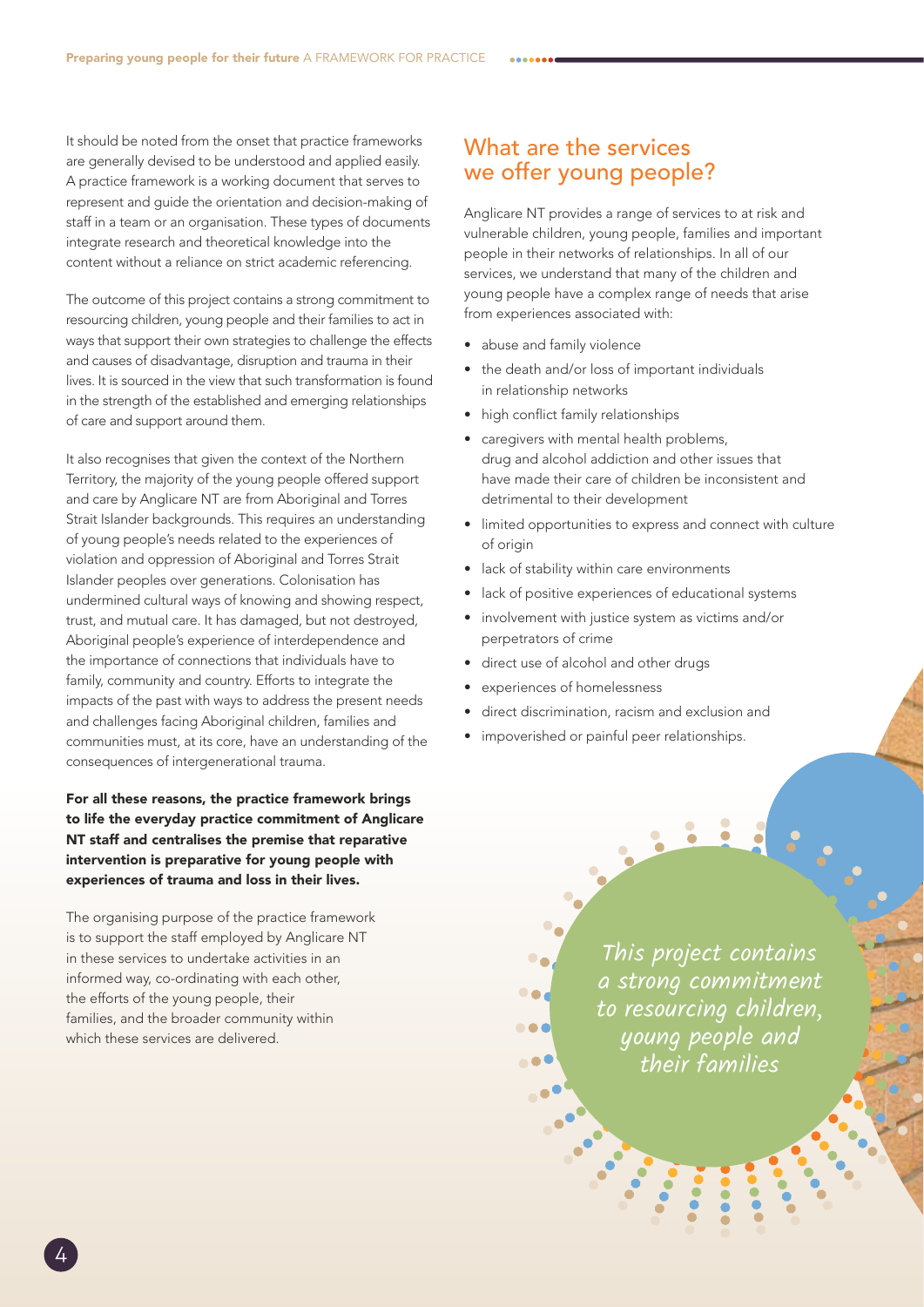It should be noted from the onset that practice frameworks are generally devised to be understood and applied easily. A practice framework is a working document that serves to represent and guide the orientation and decision-making of staff in a team or an organisation. These types of documents integrate research and theoretical knowledge into the content without a reliance on strict academic referencing.

The outcome of this project contains a strong commitment to resourcing children, young people and their families to act in ways that support their own strategies to challenge the effects and causes of disadvantage, disruption and trauma in their lives. It is sourced in the view that such transformation is found in the strength of the established and emerging relationships of care and support around them.

It also recognises that given the context of the Northern Territory, the majority of the young people offered support and care by Anglicare NT are from Aboriginal and Torres Strait Islander backgrounds. This requires an understanding of young people's needs related to the experiences of violation and oppression of Aboriginal and Torres Strait Islander peoples over generations. Colonisation has undermined cultural ways of knowing and showing respect, trust, and mutual care. It has damaged, but not destroyed, Aboriginal people's experience of interdependence and the importance of connections that individuals have to family, community and country. Efforts to integrate the impacts of the past with ways to address the present needs and challenges facing Aboriginal children, families and communities must, at its core, have an understanding of the consequences of intergenerational trauma.

**For all these reasons, the practice framework brings to life the everyday practice commitment of Anglicare NT staff and centralises the premise that reparative intervention is preparative for young people with experiences of trauma and loss in their lives.**

The organising purpose of the practice framework is to support the staff employed by Anglicare NT in these services to undertake activities in an informed way, co-ordinating with each other, the efforts of the young people, their families, and the broader community within which these services are delivered.

## What are the services we offer young people?

Anglicare NT provides a range of services to at risk and vulnerable children, young people, families and important people in their networks of relationships. In all of our services, we understand that many of the children and young people have a complex range of needs that arise from experiences associated with:

- abuse and family violence
- the death and/or loss of important individuals in relationship networks
- high conflict family relationships
- caregivers with mental health problems, drug and alcohol addiction and other issues that have made their care of children be inconsistent and detrimental to their development
- limited opportunities to express and connect with culture of origin
- lack of stability within care environments
- lack of positive experiences of educational systems
- involvement with justice system as victims and/or perpetrators of crime
- direct use of alcohol and other drugs
- experiences of homelessness
- direct discrimination, racism and exclusion and
- impoverished or painful peer relationships.

*This project contains a strong commitment to resourcing children, young people and their families*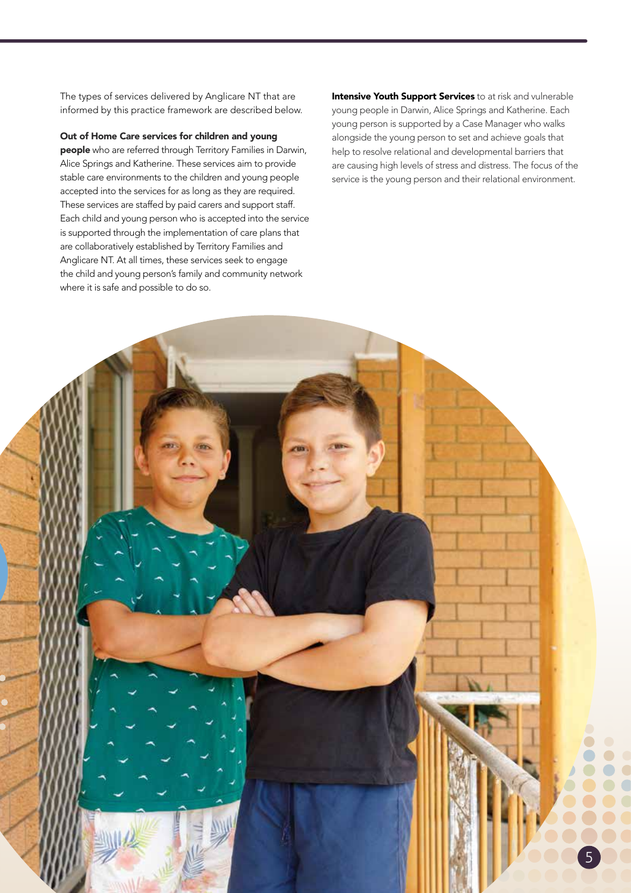The types of services delivered by Anglicare NT that are informed by this practice framework are described below.

**Out of Home Care services for children and young people** who are referred through Territory Families in Darwin, Alice Springs and Katherine. These services aim to provide stable care environments to the children and young people accepted into the services for as long as they are required. These services are staffed by paid carers and support staff. Each child and young person who is accepted into the service is supported through the implementation of care plans that are collaboratively established by Territory Families and Anglicare NT. At all times, these services seek to engage the child and young person's family and community network where it is safe and possible to do so.

**Intensive Youth Support Services** to at risk and vulnerable young people in Darwin, Alice Springs and Katherine. Each young person is supported by a Case Manager who walks alongside the young person to set and achieve goals that help to resolve relational and developmental barriers that are causing high levels of stress and distress. The focus of the service is the young person and their relational environment.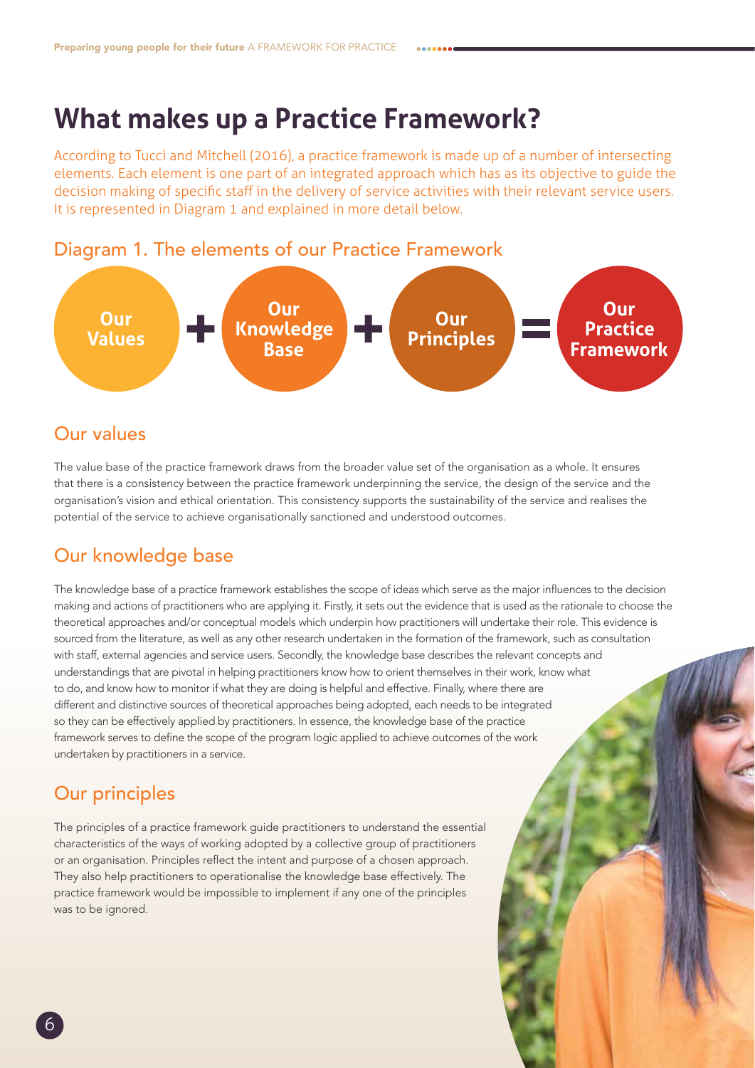# What makes up a Practice Framework?

According to Tucci and Mitchell (2016), a practice framework is made up of a number of intersecting elements. Each element is one part of an integrated approach which has as its objective to guide the decision making of specific staff in the delivery of service activities with their relevant service users. It is represented in Diagram 1 and explained in more detail below.

## Diagram 1. The elements of our Practice Framework

**Our Values** + **Our Knowledge Base** + **Our Principles** = **Our Practice Framework**

## Our values

The value base of the practice framework draws from the broader value set of the organisation as a whole. It ensures that there is a consistency between the practice framework underpinning the service, the design of the service and the organisation's vision and ethical orientation. This consistency supports the sustainability of the service and realises the potential of the service to achieve organisationally sanctioned and understood outcomes.

## Our knowledge base

The knowledge base of a practice framework establishes the scope of ideas which serve as the major influences to the decision making and actions of practitioners who are applying it. Firstly, it sets out the evidence that is used as the rationale to choose the theoretical approaches and/or conceptual models which underpin how practitioners will undertake their role. This evidence is sourced from the literature, as well as any other research undertaken in the formation of the framework, such as consultation with staff, external agencies and service users. Secondly, the knowledge base describes the relevant concepts and understandings that are pivotal in helping practitioners know how to orient themselves in their work, know what to do, and know how to monitor if what they are doing is helpful and effective. Finally, where there are different and distinctive sources of theoretical approaches being adopted, each needs to be integrated so they can be effectively applied by practitioners. In essence, the knowledge base of the practice framework serves to define the scope of the program logic applied to achieve outcomes of the work undertaken by practitioners in a service.

## Our principles

The principles of a practice framework guide practitioners to understand the essential characteristics of the ways of working adopted by a collective group of practitioners or an organisation. Principles reflect the intent and purpose of a chosen approach. They also help practitioners to operationalise the knowledge base effectively. The practice framework would be impossible to implement if any one of the principles was to be ignored.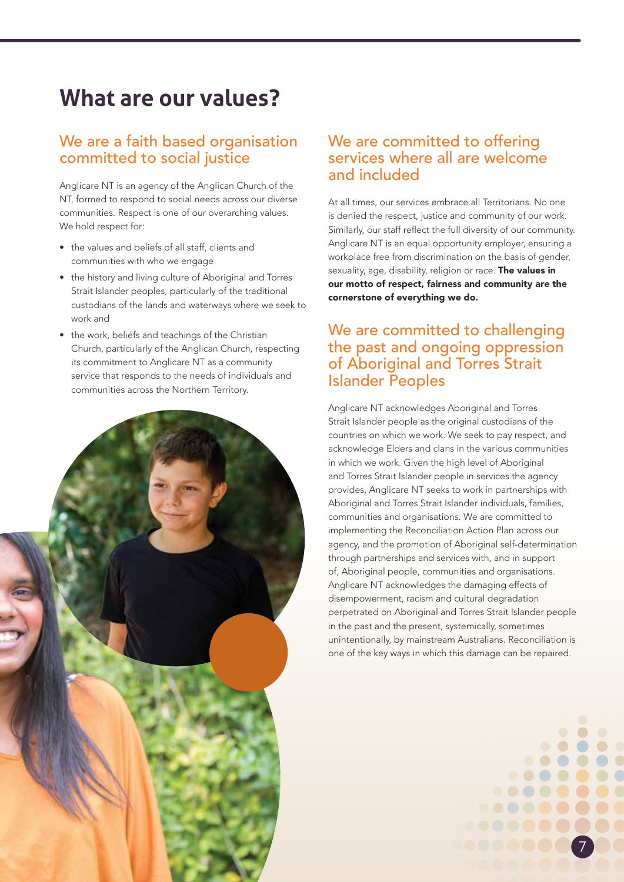# What are our values?

## We are a faith based organisation committed to social justice

Anglicare NT is an agency of the Anglican Church of the NT, formed to respond to social needs across our diverse communities. Respect is one of our overarching values. We hold respect for:

- the values and beliefs of all staff, clients and communities with who we engage
- the history and living culture of Aboriginal and Torres Strait Islander peoples, particularly of the traditional custodians of the lands and waterways where we seek to work and
- the work, beliefs and teachings of the Christian Church, particularly of the Anglican Church, respecting its commitment to Anglicare NT as a community service that responds to the needs of individuals and communities across the Northern Territory.

## We are committed to offering services where all are welcome and included

At all times, our services embrace all Territorians. No one is denied the respect, justice and community of our work. Similarly, our staff reflect the full diversity of our community. Anglicare NT is an equal opportunity employer, ensuring a workplace free from discrimination on the basis of gender, sexuality, age, disability, religion or race. **The values in our motto of respect, fairness and community are the cornerstone of everything we do.**

## We are committed to challenging the past and ongoing oppression of Aboriginal and Torres Strait Islander Peoples

Anglicare NT acknowledges Aboriginal and Torres Strait Islander people as the original custodians of the countries on which we work. We seek to pay respect, and acknowledge Elders and clans in the various communities in which we work. Given the high level of Aboriginal and Torres Strait Islander people in services the agency provides, Anglicare NT seeks to work in partnerships with Aboriginal and Torres Strait Islander individuals, families, communities and organisations. We are committed to implementing the Reconciliation Action Plan across our agency, and the promotion of Aboriginal self-determination through partnerships and services with, and in support of, Aboriginal people, communities and organisations. Anglicare NT acknowledges the damaging effects of disempowerment, racism and cultural degradation perpetrated on Aboriginal and Torres Strait Islander people in the past and the present, systemically, sometimes unintentionally, by mainstream Australians. Reconciliation is one of the key ways in which this damage can be repaired.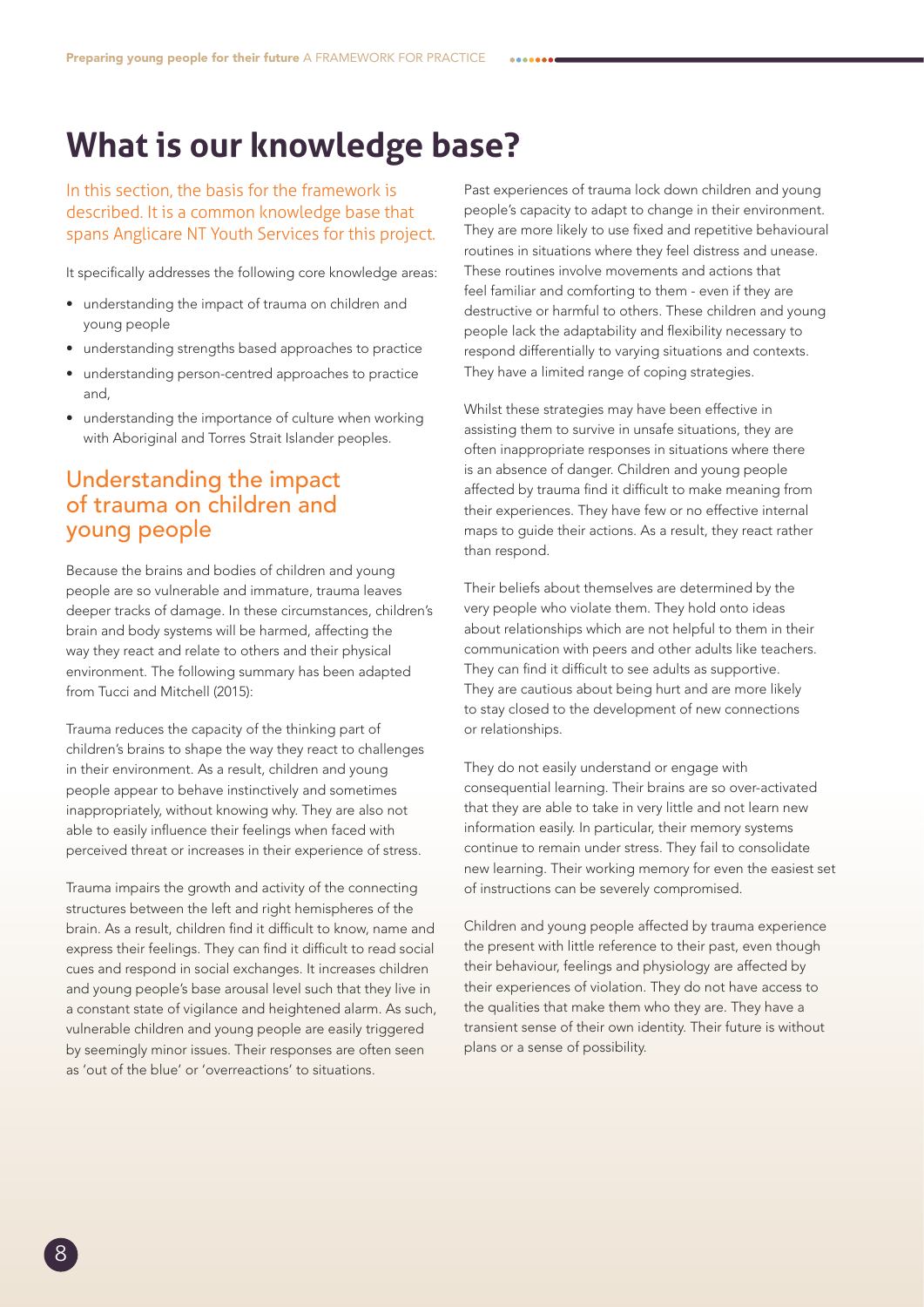# What is our knowledge base?

In this section, the basis for the framework is described. It is a common knowledge base that spans Anglicare NT Youth Services for this project.

It specifically addresses the following core knowledge areas:

- understanding the impact of trauma on children and young people
- understanding strengths based approaches to practice
- understanding person-centred approaches to practice and,
- understanding the importance of culture when working with Aboriginal and Torres Strait Islander peoples.

## Understanding the impact of trauma on children and young people

Because the brains and bodies of children and young people are so vulnerable and immature, trauma leaves deeper tracks of damage. In these circumstances, children's brain and body systems will be harmed, affecting the way they react and relate to others and their physical environment. The following summary has been adapted from Tucci and Mitchell (2015):

Trauma reduces the capacity of the thinking part of children's brains to shape the way they react to challenges in their environment. As a result, children and young people appear to behave instinctively and sometimes inappropriately, without knowing why. They are also not able to easily influence their feelings when faced with perceived threat or increases in their experience of stress.

Trauma impairs the growth and activity of the connecting structures between the left and right hemispheres of the brain. As a result, children find it difficult to know, name and express their feelings. They can find it difficult to read social cues and respond in social exchanges. It increases children and young people's base arousal level such that they live in a constant state of vigilance and heightened alarm. As such, vulnerable children and young people are easily triggered by seemingly minor issues. Their responses are often seen as 'out of the blue' or 'overreactions' to situations.

Past experiences of trauma lock down children and young people's capacity to adapt to change in their environment. They are more likely to use fixed and repetitive behavioural routines in situations where they feel distress and unease. These routines involve movements and actions that feel familiar and comforting to them - even if they are destructive or harmful to others. These children and young people lack the adaptability and flexibility necessary to respond differentially to varying situations and contexts. They have a limited range of coping strategies.

Whilst these strategies may have been effective in assisting them to survive in unsafe situations, they are often inappropriate responses in situations where there is an absence of danger. Children and young people affected by trauma find it difficult to make meaning from their experiences. They have few or no effective internal maps to guide their actions. As a result, they react rather than respond.

Their beliefs about themselves are determined by the very people who violate them. They hold onto ideas about relationships which are not helpful to them in their communication with peers and other adults like teachers. They can find it difficult to see adults as supportive. They are cautious about being hurt and are more likely to stay closed to the development of new connections or relationships.

They do not easily understand or engage with consequential learning. Their brains are so over-activated that they are able to take in very little and not learn new information easily. In particular, their memory systems continue to remain under stress. They fail to consolidate new learning. Their working memory for even the easiest set of instructions can be severely compromised.

Children and young people affected by trauma experience the present with little reference to their past, even though their behaviour, feelings and physiology are affected by their experiences of violation. They do not have access to the qualities that make them who they are. They have a transient sense of their own identity. Their future is without plans or a sense of possibility.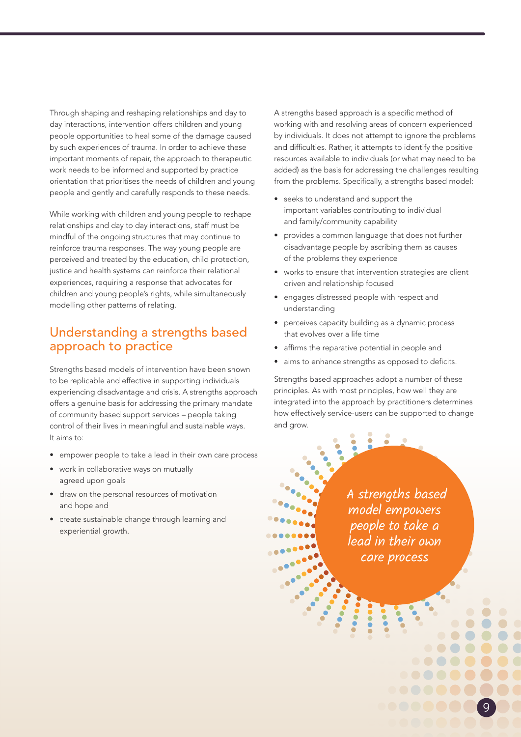Through shaping and reshaping relationships and day to day interactions, intervention offers children and young people opportunities to heal some of the damage caused by such experiences of trauma. In order to achieve these important moments of repair, the approach to therapeutic work needs to be informed and supported by practice orientation that prioritises the needs of children and young people and gently and carefully responds to these needs.

While working with children and young people to reshape relationships and day to day interactions, staff must be mindful of the ongoing structures that may continue to reinforce trauma responses. The way young people are perceived and treated by the education, child protection, justice and health systems can reinforce their relational experiences, requiring a response that advocates for children and young people's rights, while simultaneously modelling other patterns of relating.

## Understanding a strengths based approach to practice

Strengths based models of intervention have been shown to be replicable and effective in supporting individuals experiencing disadvantage and crisis. A strengths approach offers a genuine basis for addressing the primary mandate of community based support services – people taking control of their lives in meaningful and sustainable ways. It aims to:

- empower people to take a lead in their own care process
- work in collaborative ways on mutually agreed upon goals
- draw on the personal resources of motivation and hope and
- create sustainable change through learning and experiential growth.

A strengths based approach is a specific method of working with and resolving areas of concern experienced by individuals. It does not attempt to ignore the problems and difficulties. Rather, it attempts to identify the positive resources available to individuals (or what may need to be added) as the basis for addressing the challenges resulting from the problems. Specifically, a strengths based model:

- seeks to understand and support the important variables contributing to individual and family/community capability
- provides a common language that does not further disadvantage people by ascribing them as causes of the problems they experience
- works to ensure that intervention strategies are client driven and relationship focused
- engages distressed people with respect and understanding
- perceives capacity building as a dynamic process that evolves over a life time
- affirms the reparative potential in people and
- aims to enhance strengths as opposed to deficits.

Strengths based approaches adopt a number of these principles. As with most principles, how well they are integrated into the approach by practitioners determines how effectively service-users can be supported to change and grow.

*A strengths based model empowers people to take a lead in their own care process*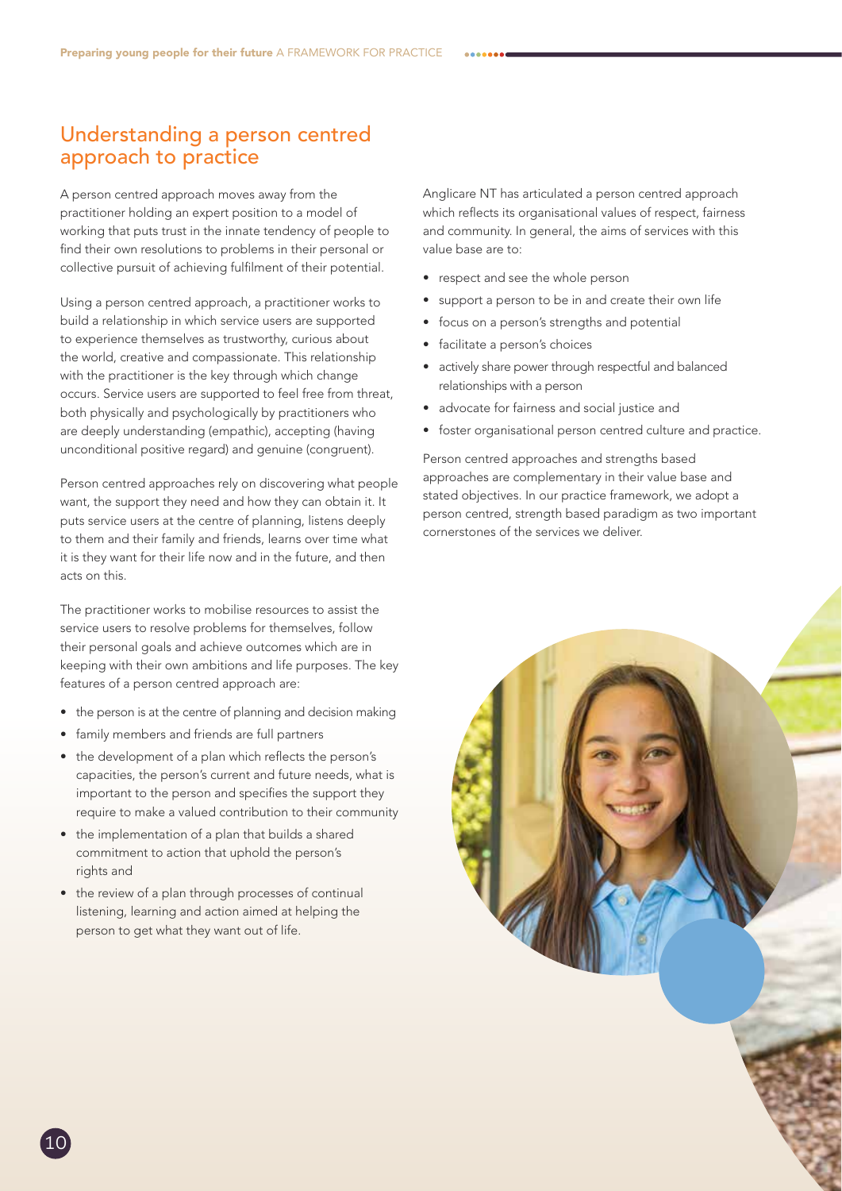## Understanding a person centred approach to practice

A person centred approach moves away from the practitioner holding an expert position to a model of working that puts trust in the innate tendency of people to find their own resolutions to problems in their personal or collective pursuit of achieving fulfilment of their potential.

Using a person centred approach, a practitioner works to build a relationship in which service users are supported to experience themselves as trustworthy, curious about the world, creative and compassionate. This relationship with the practitioner is the key through which change occurs. Service users are supported to feel free from threat, both physically and psychologically by practitioners who are deeply understanding (empathic), accepting (having unconditional positive regard) and genuine (congruent).

Person centred approaches rely on discovering what people want, the support they need and how they can obtain it. It puts service users at the centre of planning, listens deeply to them and their family and friends, learns over time what it is they want for their life now and in the future, and then acts on this.

The practitioner works to mobilise resources to assist the service users to resolve problems for themselves, follow their personal goals and achieve outcomes which are in keeping with their own ambitions and life purposes. The key features of a person centred approach are:

- the person is at the centre of planning and decision making
- family members and friends are full partners
- the development of a plan which reflects the person's capacities, the person's current and future needs, what is important to the person and specifies the support they require to make a valued contribution to their community
- the implementation of a plan that builds a shared commitment to action that uphold the person's rights and
- the review of a plan through processes of continual listening, learning and action aimed at helping the person to get what they want out of life.

Anglicare NT has articulated a person centred approach which reflects its organisational values of respect, fairness and community. In general, the aims of services with this value base are to:

- respect and see the whole person
- support a person to be in and create their own life
- focus on a person's strengths and potential
- facilitate a person's choices
- actively share power through respectful and balanced relationships with a person
- advocate for fairness and social justice and
- foster organisational person centred culture and practice.

Person centred approaches and strengths based approaches are complementary in their value base and stated objectives. In our practice framework, we adopt a person centred, strength based paradigm as two important cornerstones of the services we deliver.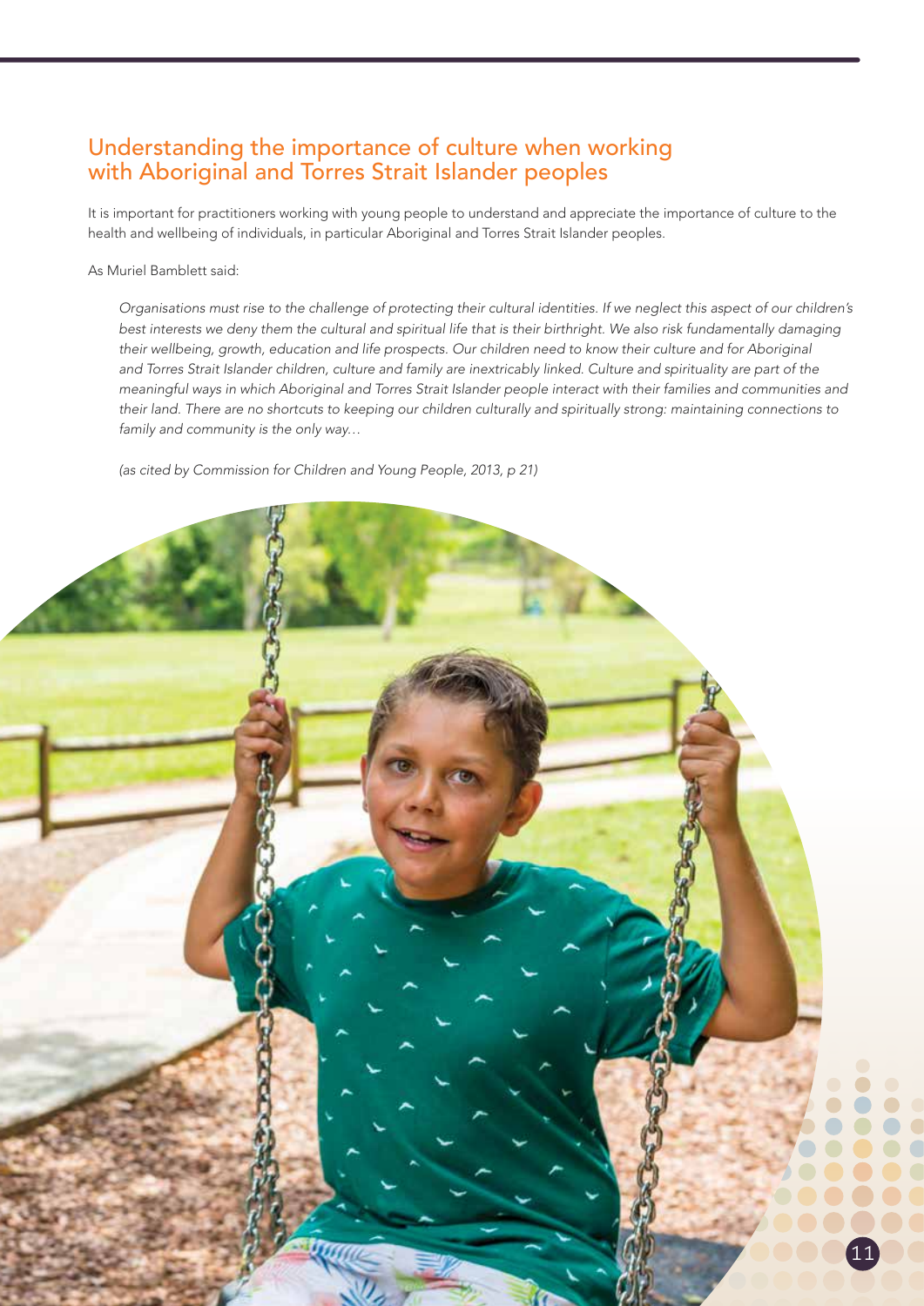## Understanding the importance of culture when working with Aboriginal and Torres Strait Islander peoples

It is important for practitioners working with young people to understand and appreciate the importance of culture to the health and wellbeing of individuals, in particular Aboriginal and Torres Strait Islander peoples.

As Muriel Bamblett said:

> *Organisations must rise to the challenge of protecting their cultural identities. If we neglect this aspect of our children's best interests we deny them the cultural and spiritual life that is their birthright. We also risk fundamentally damaging their wellbeing, growth, education and life prospects. Our children need to know their culture and for Aboriginal and Torres Strait Islander children, culture and family are inextricably linked. Culture and spirituality are part of the meaningful ways in which Aboriginal and Torres Strait Islander people interact with their families and communities and their land. There are no shortcuts to keeping our children culturally and spiritually strong: maintaining connections to family and community is the only way…*
>
> *(as cited by Commission for Children and Young People, 2013, p 21)*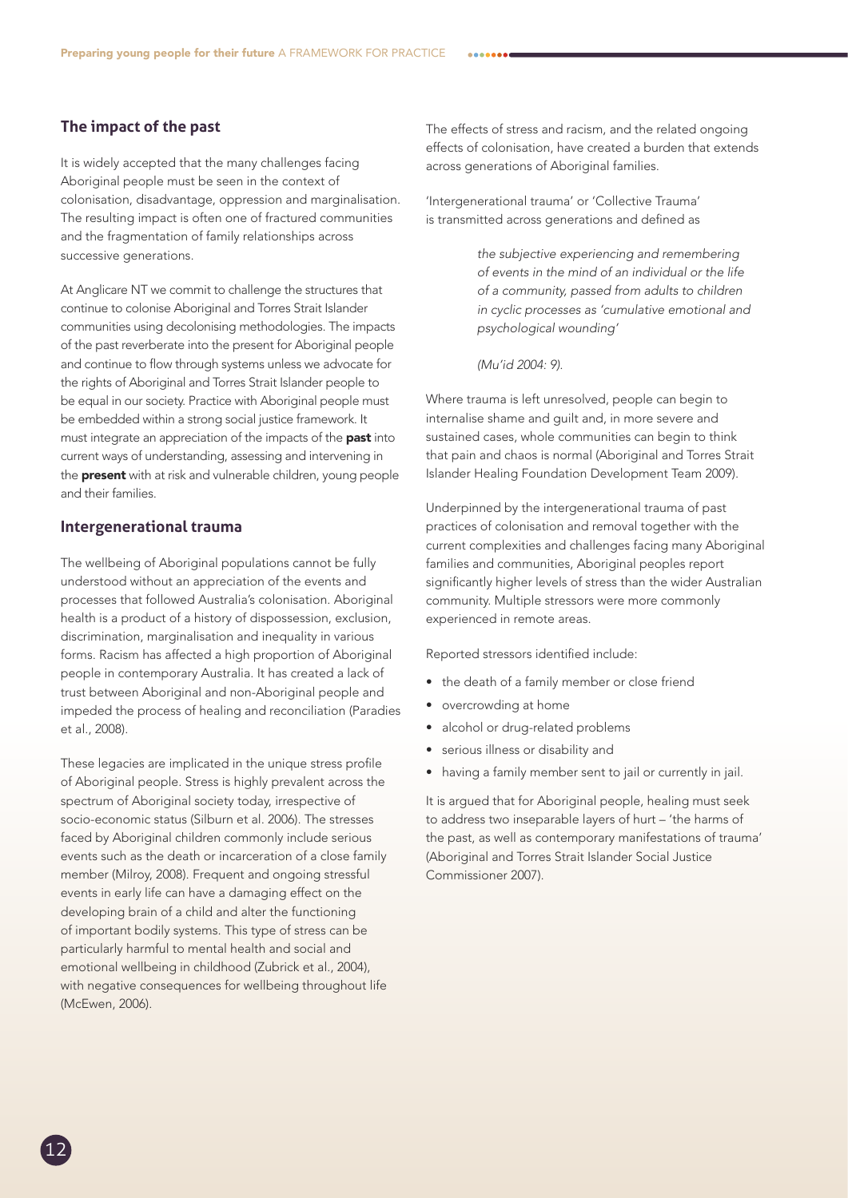## The impact of the past

It is widely accepted that the many challenges facing Aboriginal people must be seen in the context of colonisation, disadvantage, oppression and marginalisation. The resulting impact is often one of fractured communities and the fragmentation of family relationships across successive generations.

At Anglicare NT we commit to challenge the structures that continue to colonise Aboriginal and Torres Strait Islander communities using decolonising methodologies. The impacts of the past reverberate into the present for Aboriginal people and continue to flow through systems unless we advocate for the rights of Aboriginal and Torres Strait Islander people to be equal in our society. Practice with Aboriginal people must be embedded within a strong social justice framework. It must integrate an appreciation of the impacts of the **past** into current ways of understanding, assessing and intervening in the **present** with at risk and vulnerable children, young people and their families.

## Intergenerational trauma

The wellbeing of Aboriginal populations cannot be fully understood without an appreciation of the events and processes that followed Australia's colonisation. Aboriginal health is a product of a history of dispossession, exclusion, discrimination, marginalisation and inequality in various forms. Racism has affected a high proportion of Aboriginal people in contemporary Australia. It has created a lack of trust between Aboriginal and non-Aboriginal people and impeded the process of healing and reconciliation (Paradies et al., 2008).

These legacies are implicated in the unique stress profile of Aboriginal people. Stress is highly prevalent across the spectrum of Aboriginal society today, irrespective of socio-economic status (Silburn et al. 2006). The stresses faced by Aboriginal children commonly include serious events such as the death or incarceration of a close family member (Milroy, 2008). Frequent and ongoing stressful events in early life can have a damaging effect on the developing brain of a child and alter the functioning of important bodily systems. This type of stress can be particularly harmful to mental health and social and emotional wellbeing in childhood (Zubrick et al., 2004), with negative consequences for wellbeing throughout life (McEwen, 2006).

The effects of stress and racism, and the related ongoing effects of colonisation, have created a burden that extends across generations of Aboriginal families.

'Intergenerational trauma' or 'Collective Trauma' is transmitted across generations and defined as

> *the subjective experiencing and remembering of events in the mind of an individual or the life of a community, passed from adults to children in cyclic processes as 'cumulative emotional and psychological wounding'*
>
> *(Mu'id 2004: 9).*

Where trauma is left unresolved, people can begin to internalise shame and guilt and, in more severe and sustained cases, whole communities can begin to think that pain and chaos is normal (Aboriginal and Torres Strait Islander Healing Foundation Development Team 2009).

Underpinned by the intergenerational trauma of past practices of colonisation and removal together with the current complexities and challenges facing many Aboriginal families and communities, Aboriginal peoples report significantly higher levels of stress than the wider Australian community. Multiple stressors were more commonly experienced in remote areas.

Reported stressors identified include:

- the death of a family member or close friend
- overcrowding at home
- alcohol or drug-related problems
- serious illness or disability and
- having a family member sent to jail or currently in jail.

It is argued that for Aboriginal people, healing must seek to address two inseparable layers of hurt – 'the harms of the past, as well as contemporary manifestations of trauma' (Aboriginal and Torres Strait Islander Social Justice Commissioner 2007).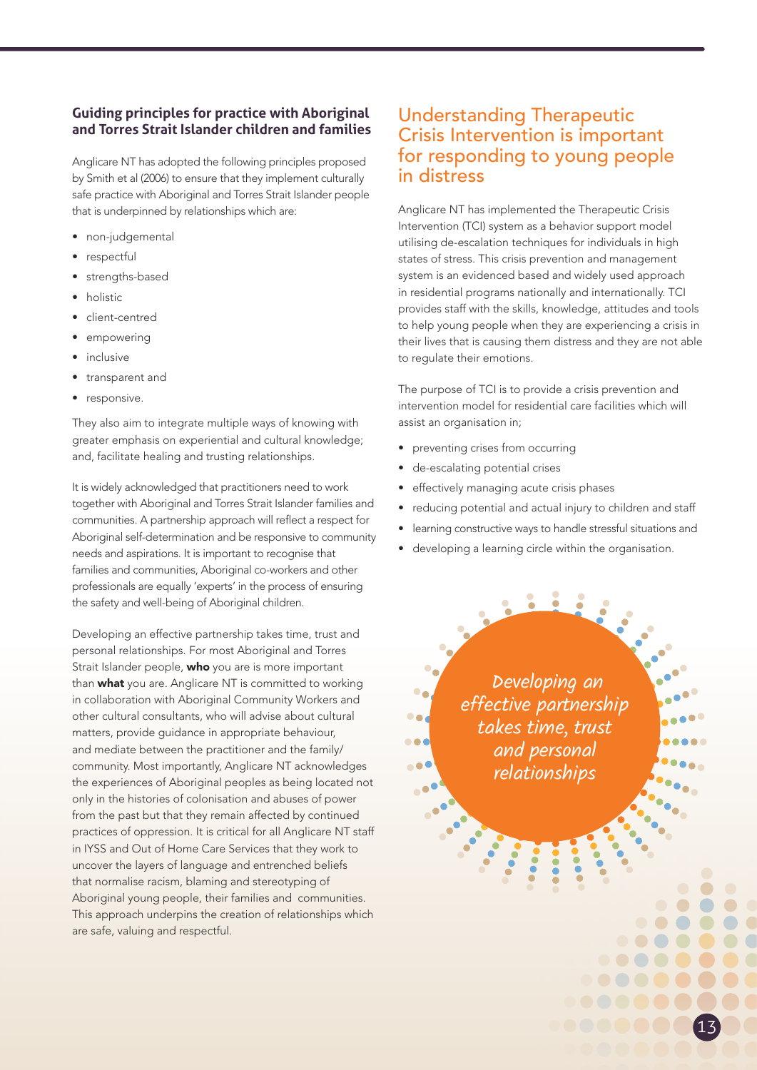### Guiding principles for practice with Aboriginal and Torres Strait Islander children and families

Anglicare NT has adopted the following principles proposed by Smith et al (2006) to ensure that they implement culturally safe practice with Aboriginal and Torres Strait Islander people that is underpinned by relationships which are:

- non-judgemental
- respectful
- strengths-based
- holistic
- client-centred
- empowering
- inclusive
- transparent and
- responsive.

They also aim to integrate multiple ways of knowing with greater emphasis on experiential and cultural knowledge; and, facilitate healing and trusting relationships.

It is widely acknowledged that practitioners need to work together with Aboriginal and Torres Strait Islander families and communities. A partnership approach will reflect a respect for Aboriginal self-determination and be responsive to community needs and aspirations. It is important to recognise that families and communities, Aboriginal co-workers and other professionals are equally 'experts' in the process of ensuring the safety and well-being of Aboriginal children.

Developing an effective partnership takes time, trust and personal relationships. For most Aboriginal and Torres Strait Islander people, **who** you are is more important than **what** you are. Anglicare NT is committed to working in collaboration with Aboriginal Community Workers and other cultural consultants, who will advise about cultural matters, provide guidance in appropriate behaviour, and mediate between the practitioner and the family/community. Most importantly, Anglicare NT acknowledges the experiences of Aboriginal peoples as being located not only in the histories of colonisation and abuses of power from the past but that they remain affected by continued practices of oppression. It is critical for all Anglicare NT staff in IYSS and Out of Home Care Services that they work to uncover the layers of language and entrenched beliefs that normalise racism, blaming and stereotyping of Aboriginal young people, their families and communities. This approach underpins the creation of relationships which are safe, valuing and respectful.

## Understanding Therapeutic Crisis Intervention is important for responding to young people in distress

Anglicare NT has implemented the Therapeutic Crisis Intervention (TCI) system as a behavior support model utilising de-escalation techniques for individuals in high states of stress. This crisis prevention and management system is an evidenced based and widely used approach in residential programs nationally and internationally. TCI provides staff with the skills, knowledge, attitudes and tools to help young people when they are experiencing a crisis in their lives that is causing them distress and they are not able to regulate their emotions.

The purpose of TCI is to provide a crisis prevention and intervention model for residential care facilities which will assist an organisation in;

- preventing crises from occurring
- de-escalating potential crises
- effectively managing acute crisis phases
- reducing potential and actual injury to children and staff
- learning constructive ways to handle stressful situations and
- developing a learning circle within the organisation.

*Developing an effective partnership takes time, trust and personal relationships*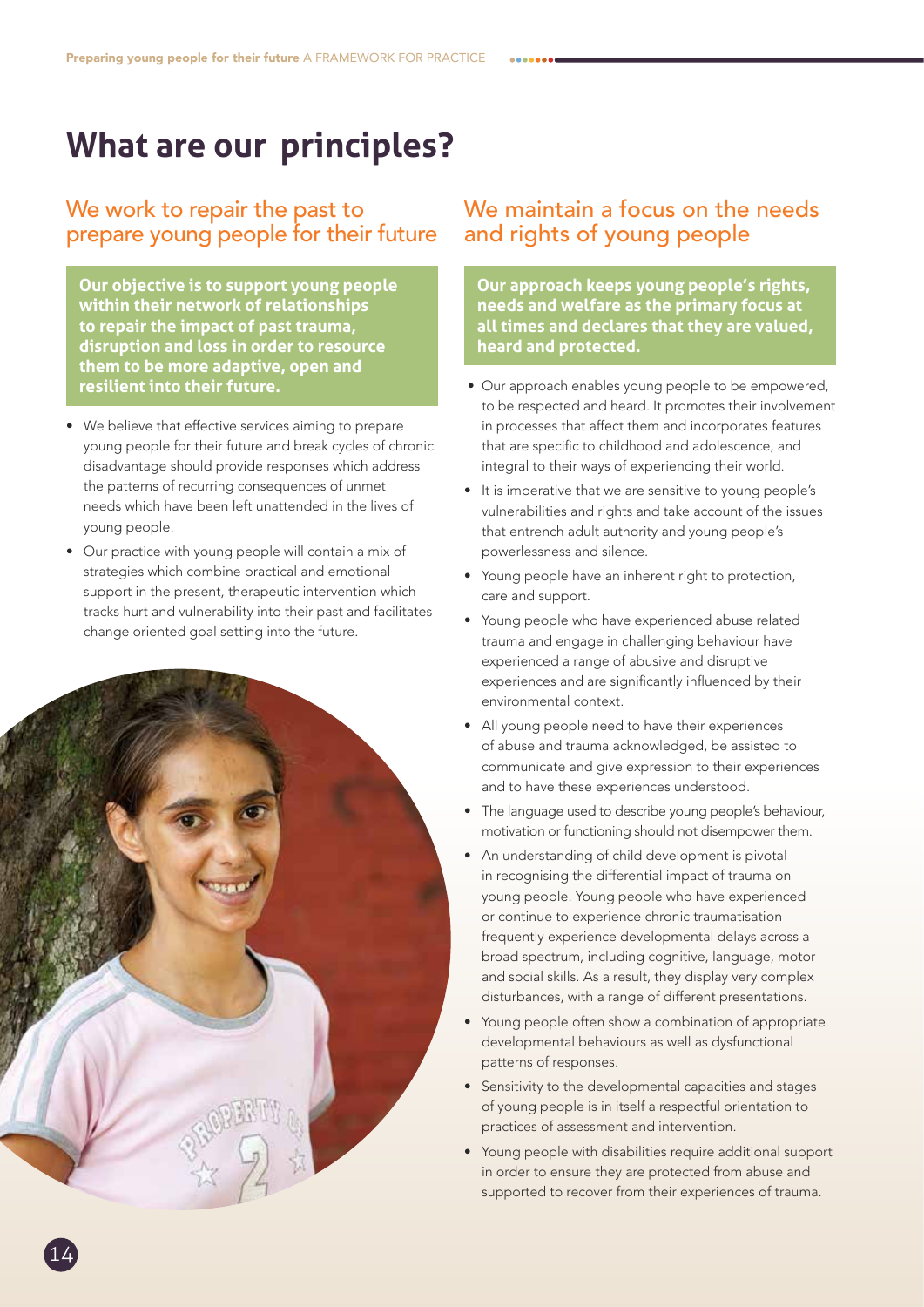# What are our principles?

## We work to repair the past to prepare young people for their future

**Our objective is to support young people within their network of relationships to repair the impact of past trauma, disruption and loss in order to resource them to be more adaptive, open and resilient into their future.**

- We believe that effective services aiming to prepare young people for their future and break cycles of chronic disadvantage should provide responses which address the patterns of recurring consequences of unmet needs which have been left unattended in the lives of young people.
- Our practice with young people will contain a mix of strategies which combine practical and emotional support in the present, therapeutic intervention which tracks hurt and vulnerability into their past and facilitates change oriented goal setting into the future.

## We maintain a focus on the needs and rights of young people

**Our approach keeps young people's rights, needs and welfare as the primary focus at all times and declares that they are valued, heard and protected.**

- Our approach enables young people to be empowered, to be respected and heard. It promotes their involvement in processes that affect them and incorporates features that are specific to childhood and adolescence, and integral to their ways of experiencing their world.
- It is imperative that we are sensitive to young people's vulnerabilities and rights and take account of the issues that entrench adult authority and young people's powerlessness and silence.
- Young people have an inherent right to protection, care and support.
- Young people who have experienced abuse related trauma and engage in challenging behaviour have experienced a range of abusive and disruptive experiences and are significantly influenced by their environmental context.
- All young people need to have their experiences of abuse and trauma acknowledged, be assisted to communicate and give expression to their experiences and to have these experiences understood.
- The language used to describe young people's behaviour, motivation or functioning should not disempower them.
- An understanding of child development is pivotal in recognising the differential impact of trauma on young people. Young people who have experienced or continue to experience chronic traumatisation frequently experience developmental delays across a broad spectrum, including cognitive, language, motor and social skills. As a result, they display very complex disturbances, with a range of different presentations.
- Young people often show a combination of appropriate developmental behaviours as well as dysfunctional patterns of responses.
- Sensitivity to the developmental capacities and stages of young people is in itself a respectful orientation to practices of assessment and intervention.
- Young people with disabilities require additional support in order to ensure they are protected from abuse and supported to recover from their experiences of trauma.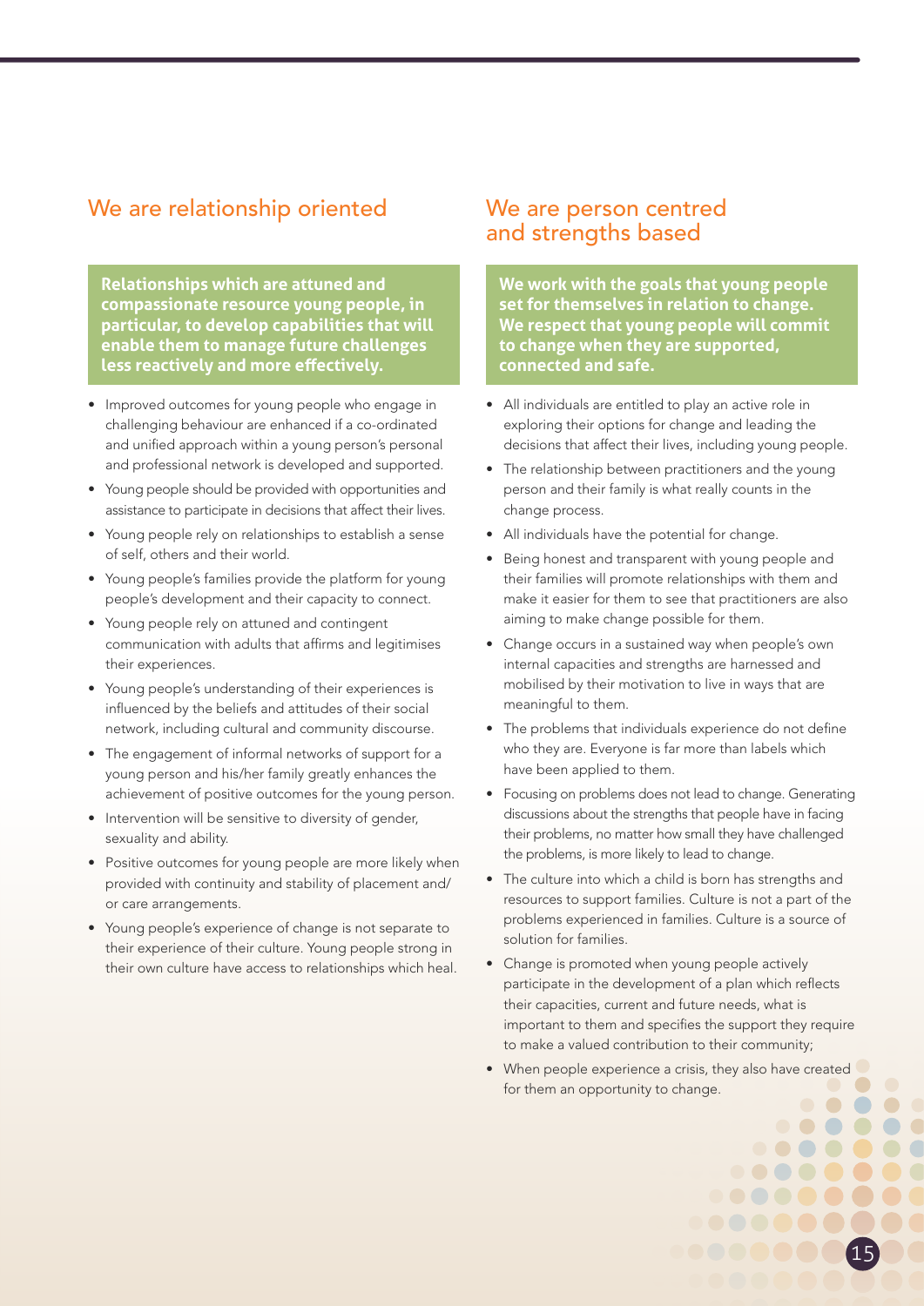## We are relationship oriented

**Relationships which are attuned and compassionate resource young people, in particular, to develop capabilities that will enable them to manage future challenges less reactively and more effectively.**

- Improved outcomes for young people who engage in challenging behaviour are enhanced if a co-ordinated and unified approach within a young person's personal and professional network is developed and supported.
- Young people should be provided with opportunities and assistance to participate in decisions that affect their lives.
- Young people rely on relationships to establish a sense of self, others and their world.
- Young people's families provide the platform for young people's development and their capacity to connect.
- Young people rely on attuned and contingent communication with adults that affirms and legitimises their experiences.
- Young people's understanding of their experiences is influenced by the beliefs and attitudes of their social network, including cultural and community discourse.
- The engagement of informal networks of support for a young person and his/her family greatly enhances the achievement of positive outcomes for the young person.
- Intervention will be sensitive to diversity of gender, sexuality and ability.
- Positive outcomes for young people are more likely when provided with continuity and stability of placement and/or care arrangements.
- Young people's experience of change is not separate to their experience of their culture. Young people strong in their own culture have access to relationships which heal.

## We are person centred and strengths based

**We work with the goals that young people set for themselves in relation to change. We respect that young people will commit to change when they are supported, connected and safe.**

- All individuals are entitled to play an active role in exploring their options for change and leading the decisions that affect their lives, including young people.
- The relationship between practitioners and the young person and their family is what really counts in the change process.
- All individuals have the potential for change.
- Being honest and transparent with young people and their families will promote relationships with them and make it easier for them to see that practitioners are also aiming to make change possible for them.
- Change occurs in a sustained way when people's own internal capacities and strengths are harnessed and mobilised by their motivation to live in ways that are meaningful to them.
- The problems that individuals experience do not define who they are. Everyone is far more than labels which have been applied to them.
- Focusing on problems does not lead to change. Generating discussions about the strengths that people have in facing their problems, no matter how small they have challenged the problems, is more likely to lead to change.
- The culture into which a child is born has strengths and resources to support families. Culture is not a part of the problems experienced in families. Culture is a source of solution for families.
- Change is promoted when young people actively participate in the development of a plan which reflects their capacities, current and future needs, what is important to them and specifies the support they require to make a valued contribution to their community;
- When people experience a crisis, they also have created for them an opportunity to change.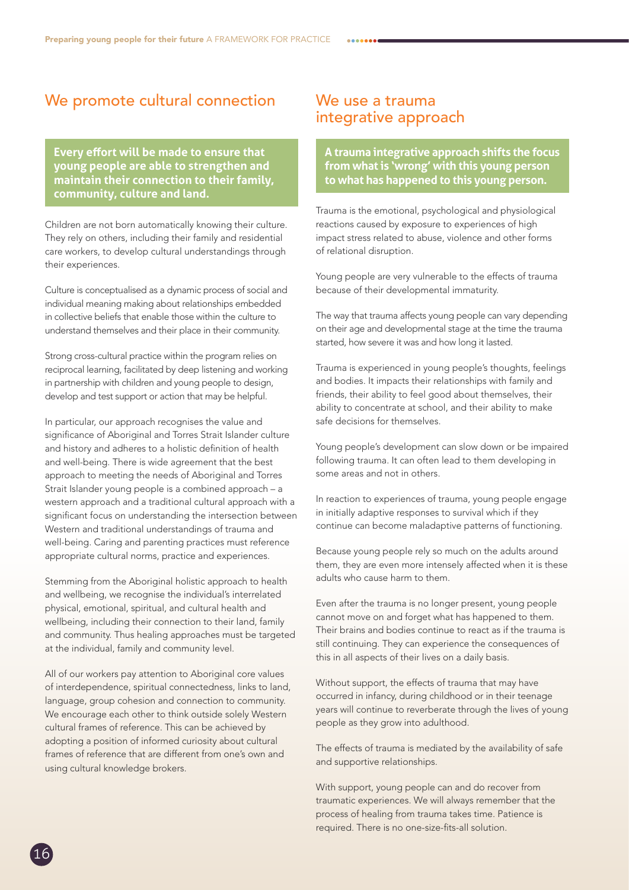## We promote cultural connection

**Every effort will be made to ensure that young people are able to strengthen and maintain their connection to their family, community, culture and land.**

Children are not born automatically knowing their culture. They rely on others, including their family and residential care workers, to develop cultural understandings through their experiences.

Culture is conceptualised as a dynamic process of social and individual meaning making about relationships embedded in collective beliefs that enable those within the culture to understand themselves and their place in their community.

Strong cross-cultural practice within the program relies on reciprocal learning, facilitated by deep listening and working in partnership with children and young people to design, develop and test support or action that may be helpful.

In particular, our approach recognises the value and significance of Aboriginal and Torres Strait Islander culture and history and adheres to a holistic definition of health and well-being. There is wide agreement that the best approach to meeting the needs of Aboriginal and Torres Strait Islander young people is a combined approach – a western approach and a traditional cultural approach with a significant focus on understanding the intersection between Western and traditional understandings of trauma and well-being. Caring and parenting practices must reference appropriate cultural norms, practice and experiences.

Stemming from the Aboriginal holistic approach to health and wellbeing, we recognise the individual's interrelated physical, emotional, spiritual, and cultural health and wellbeing, including their connection to their land, family and community. Thus healing approaches must be targeted at the individual, family and community level.

All of our workers pay attention to Aboriginal core values of interdependence, spiritual connectedness, links to land, language, group cohesion and connection to community. We encourage each other to think outside solely Western cultural frames of reference. This can be achieved by adopting a position of informed curiosity about cultural frames of reference that are different from one's own and using cultural knowledge brokers.

## We use a trauma integrative approach

**A trauma integrative approach shifts the focus from what is 'wrong' with this young person to what has happened to this young person.**

Trauma is the emotional, psychological and physiological reactions caused by exposure to experiences of high impact stress related to abuse, violence and other forms of relational disruption.

Young people are very vulnerable to the effects of trauma because of their developmental immaturity.

The way that trauma affects young people can vary depending on their age and developmental stage at the time the trauma started, how severe it was and how long it lasted.

Trauma is experienced in young people's thoughts, feelings and bodies. It impacts their relationships with family and friends, their ability to feel good about themselves, their ability to concentrate at school, and their ability to make safe decisions for themselves.

Young people's development can slow down or be impaired following trauma. It can often lead to them developing in some areas and not in others.

In reaction to experiences of trauma, young people engage in initially adaptive responses to survival which if they continue can become maladaptive patterns of functioning.

Because young people rely so much on the adults around them, they are even more intensely affected when it is these adults who cause harm to them.

Even after the trauma is no longer present, young people cannot move on and forget what has happened to them. Their brains and bodies continue to react as if the trauma is still continuing. They can experience the consequences of this in all aspects of their lives on a daily basis.

Without support, the effects of trauma that may have occurred in infancy, during childhood or in their teenage years will continue to reverberate through the lives of young people as they grow into adulthood.

The effects of trauma is mediated by the availability of safe and supportive relationships.

With support, young people can and do recover from traumatic experiences. We will always remember that the process of healing from trauma takes time. Patience is required. There is no one-size-fits-all solution.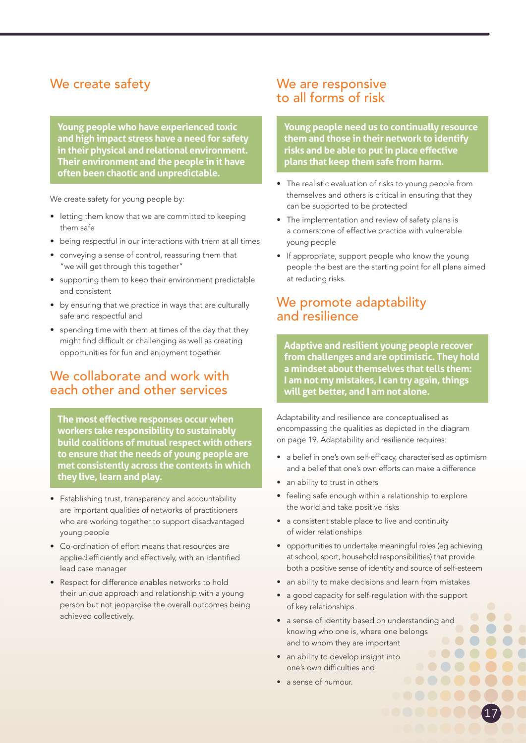## We create safety

**Young people who have experienced toxic and high impact stress have a need for safety in their physical and relational environment. Their environment and the people in it have often been chaotic and unpredictable.**

We create safety for young people by:

- letting them know that we are committed to keeping them safe
- being respectful in our interactions with them at all times
- conveying a sense of control, reassuring them that "we will get through this together"
- supporting them to keep their environment predictable and consistent
- by ensuring that we practice in ways that are culturally safe and respectful and
- spending time with them at times of the day that they might find difficult or challenging as well as creating opportunities for fun and enjoyment together.

## We collaborate and work with each other and other services

**The most effective responses occur when workers take responsibility to sustainably build coalitions of mutual respect with others to ensure that the needs of young people are met consistently across the contexts in which they live, learn and play.**

- Establishing trust, transparency and accountability are important qualities of networks of practitioners who are working together to support disadvantaged young people
- Co-ordination of effort means that resources are applied efficiently and effectively, with an identified lead case manager
- Respect for difference enables networks to hold their unique approach and relationship with a young person but not jeopardise the overall outcomes being achieved collectively.

## We are responsive to all forms of risk

**Young people need us to continually resource them and those in their network to identify risks and be able to put in place effective plans that keep them safe from harm.**

- The realistic evaluation of risks to young people from themselves and others is critical in ensuring that they can be supported to be protected
- The implementation and review of safety plans is a cornerstone of effective practice with vulnerable young people
- If appropriate, support people who know the young people the best are the starting point for all plans aimed at reducing risks.

## We promote adaptability and resilience

**Adaptive and resilient young people recover from challenges and are optimistic. They hold a mindset about themselves that tells them: I am not my mistakes, I can try again, things will get better, and I am not alone.**

Adaptability and resilience are conceptualised as encompassing the qualities as depicted in the diagram on page 19. Adaptability and resilience requires:

- a belief in one's own self-efficacy, characterised as optimism and a belief that one's own efforts can make a difference
- an ability to trust in others
- feeling safe enough within a relationship to explore the world and take positive risks
- a consistent stable place to live and continuity of wider relationships
- opportunities to undertake meaningful roles (eg achieving at school, sport, household responsibilities) that provide both a positive sense of identity and source of self-esteem
- an ability to make decisions and learn from mistakes
- a good capacity for self-regulation with the support of key relationships
- a sense of identity based on understanding and knowing who one is, where one belongs and to whom they are important
- an ability to develop insight into one's own difficulties and
- a sense of humour.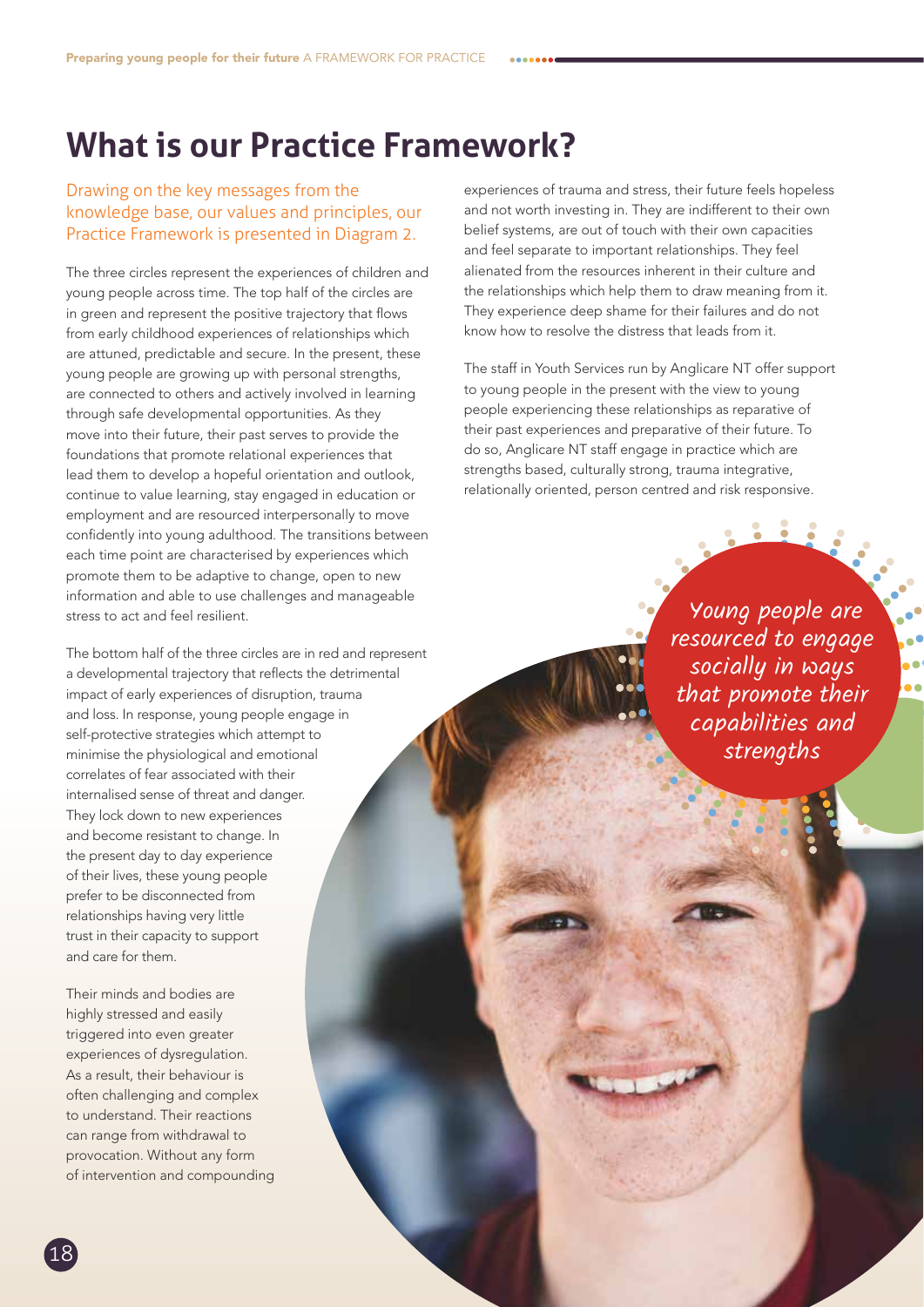# What is our Practice Framework?

Drawing on the key messages from the knowledge base, our values and principles, our Practice Framework is presented in Diagram 2.

The three circles represent the experiences of children and young people across time. The top half of the circles are in green and represent the positive trajectory that flows from early childhood experiences of relationships which are attuned, predictable and secure. In the present, these young people are growing up with personal strengths, are connected to others and actively involved in learning through safe developmental opportunities. As they move into their future, their past serves to provide the foundations that promote relational experiences that lead them to develop a hopeful orientation and outlook, continue to value learning, stay engaged in education or employment and are resourced interpersonally to move confidently into young adulthood. The transitions between each time point are characterised by experiences which promote them to be adaptive to change, open to new information and able to use challenges and manageable stress to act and feel resilient.

The bottom half of the three circles are in red and represent a developmental trajectory that reflects the detrimental impact of early experiences of disruption, trauma and loss. In response, young people engage in self-protective strategies which attempt to minimise the physiological and emotional correlates of fear associated with their internalised sense of threat and danger. They lock down to new experiences and become resistant to change. In the present day to day experience of their lives, these young people prefer to be disconnected from relationships having very little trust in their capacity to support and care for them.

Their minds and bodies are highly stressed and easily triggered into even greater experiences of dysregulation. As a result, their behaviour is often challenging and complex to understand. Their reactions can range from withdrawal to provocation. Without any form of intervention and compounding experiences of trauma and stress, their future feels hopeless and not worth investing in. They are indifferent to their own belief systems, are out of touch with their own capacities and feel separate to important relationships. They feel alienated from the resources inherent in their culture and the relationships which help them to draw meaning from it. They experience deep shame for their failures and do not know how to resolve the distress that leads from it.

The staff in Youth Services run by Anglicare NT offer support to young people in the present with the view to young people experiencing these relationships as reparative of their past experiences and preparative of their future. To do so, Anglicare NT staff engage in practice which are strengths based, culturally strong, trauma integrative, relationally oriented, person centred and risk responsive.

*Young people are resourced to engage socially in ways that promote their capabilities and strengths*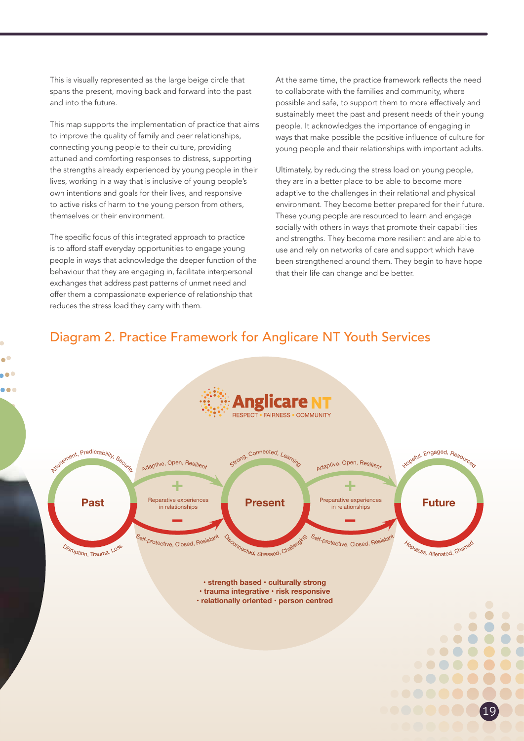This is visually represented as the large beige circle that spans the present, moving back and forward into the past and into the future.

This map supports the implementation of practice that aims to improve the quality of family and peer relationships, connecting young people to their culture, providing attuned and comforting responses to distress, supporting the strengths already experienced by young people in their lives, working in a way that is inclusive of young people's own intentions and goals for their lives, and responsive to active risks of harm to the young person from others, themselves or their environment.

The specific focus of this integrated approach to practice is to afford staff everyday opportunities to engage young people in ways that acknowledge the deeper function of the behaviour that they are engaging in, facilitate interpersonal exchanges that address past patterns of unmet need and offer them a compassionate experience of relationship that reduces the stress load they carry with them.

At the same time, the practice framework reflects the need to collaborate with the families and community, where possible and safe, to support them to more effectively and sustainably meet the past and present needs of their young people. It acknowledges the importance of engaging in ways that make possible the positive influence of culture for young people and their relationships with important adults.

Ultimately, by reducing the stress load on young people, they are in a better place to be able to become more adaptive to the challenges in their relational and physical environment. They become better prepared for their future. These young people are resourced to learn and engage socially with others in ways that promote their capabilities and strengths. They become more resilient and are able to use and rely on networks of care and support which have been strengthened around them. They begin to have hope that their life can change and be better.

## Diagram 2. Practice Framework for Anglicare NT Youth Services

Anglicare NT
RESPECT • FAIRNESS • COMMUNITY

| | Past | → | Present | → | Future |
|---|---|---|---|---|---|
| + | Attunement, Predictability, Security | Adaptive, Open, Resilient — Reparative experiences in relationships | Strong, Connected, Learning | Adaptive, Open, Resilient — Preparative experiences in relationships | Hopeful, Engaged, Resourced |
| − | Disruption, Trauma, Loss | Self-protective, Closed, Resistant | Disconnected, Stressed, Challenging | Self-protective, Closed, Resistant | Hopeless, Alienated, Shamed |

**• strength based • culturally strong**
**• trauma integrative • risk responsive**
**• relationally oriented • person centred**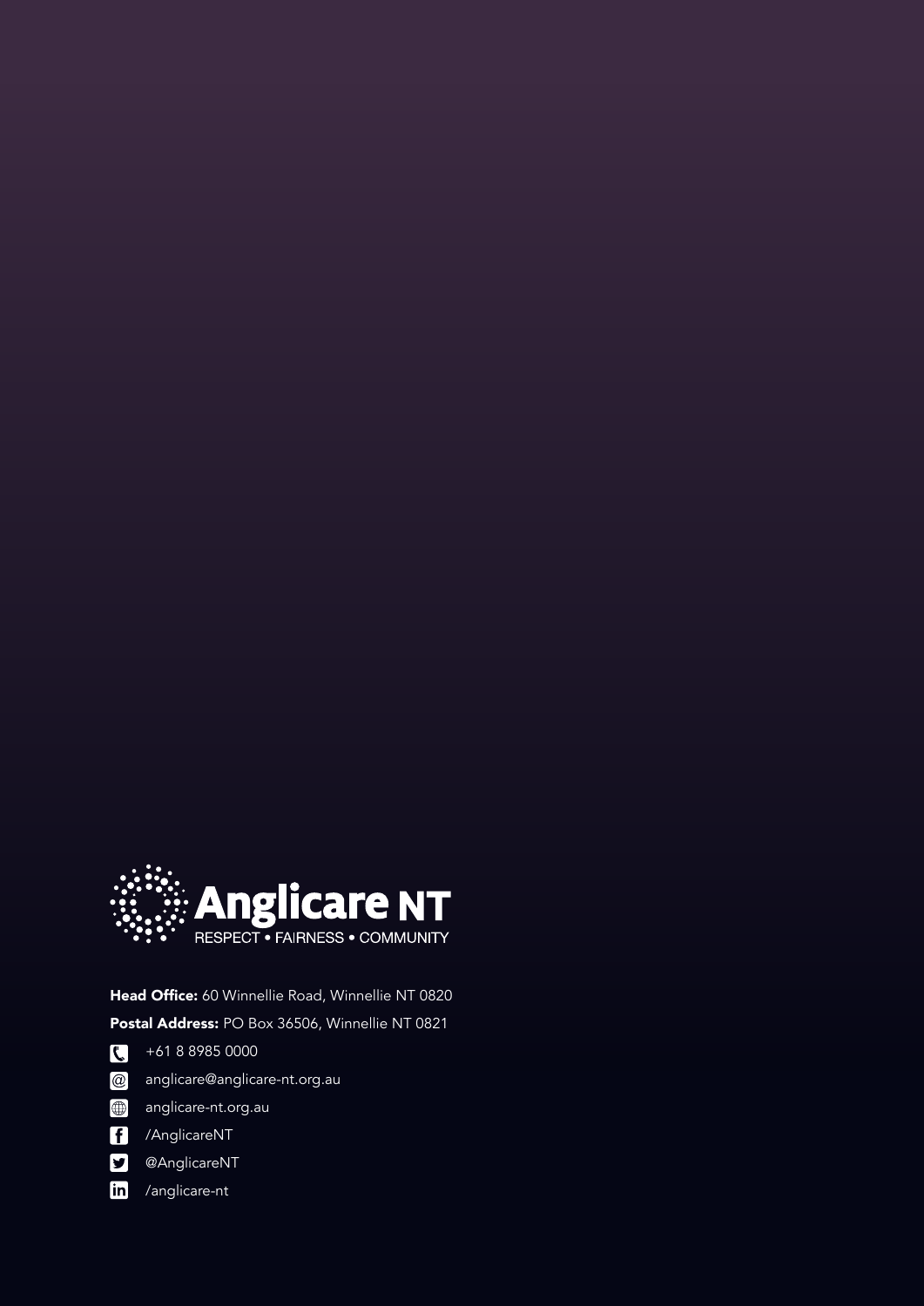Anglicare NT

RESPECT • FAIRNESS • COMMUNITY

**Head Office:** 60 Winnellie Road, Winnellie NT 0820

**Postal Address:** PO Box 36506, Winnellie NT 0821

+61 8 8985 0000

anglicare@anglicare-nt.org.au

anglicare-nt.org.au

/AnglicareNT

@AnglicareNT

/anglicare-nt